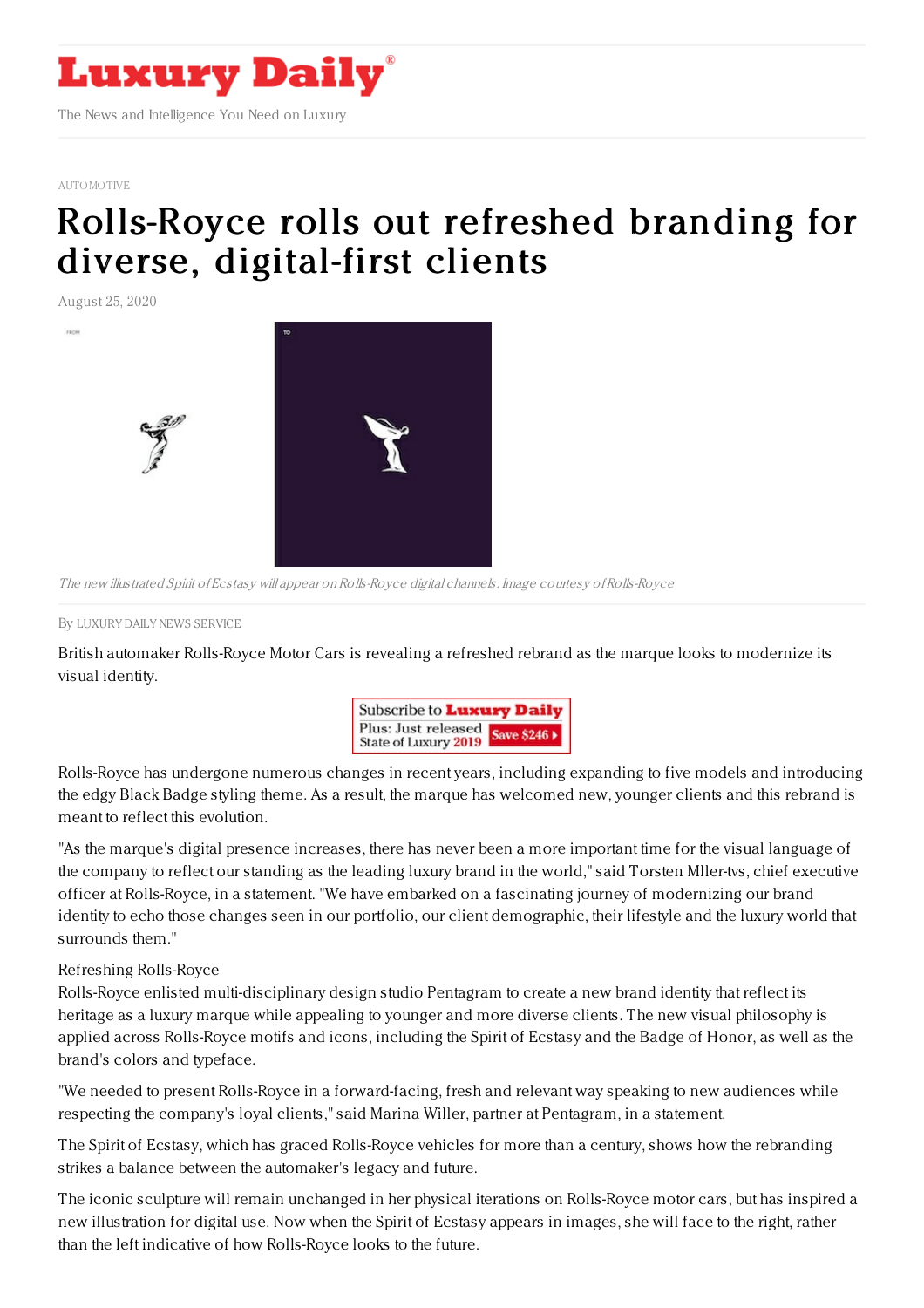AUTOMOTIVE

# Rolls-Royce rolls out refreshed branding for diverse, digital-first clients

August 25, 2020

*The new illustrated Spirit of Ecstasy will appear on Rolls-Royce digital channels. Image courtesy of Rolls-Royce*

By LUXURY DAILY NEWS SERVICE

British automaker Rolls-Royce Motor Cars is revealing a refreshed rebrand as the marque looks to modernize its visual identity.

Rolls-Royce has undergone numerous changes in recent years, including expanding to five models and introducing the edgy Black Badge styling theme. As a result, the marque has welcomed new, younger clients and this rebrand is meant to reflect this evolution.

"As the marque's digital presence increases, there has never been a more important time for the visual language of the company to reflect our standing as the leading luxury brand in the world," said Torsten Mller-tvs, chief executive officer at Rolls-Royce, in a statement. "We have embarked on a fascinating journey of modernizing our brand identity to echo those changes seen in our portfolio, our client demographic, their lifestyle and the luxury world that surrounds them."

Refreshing Rolls-Royce

Rolls-Royce enlisted multi-disciplinary design studio Pentagram to create a new brand identity that reflect its heritage as a luxury marque while appealing to younger and more diverse clients. The new visual philosophy is applied across Rolls-Royce motifs and icons, including the Spirit of Ecstasy and the Badge of Honor, as well as the brand's colors and typeface.

"We needed to present Rolls-Royce in a forward-facing, fresh and relevant way speaking to new audiences while respecting the company's loyal clients," said Marina Willer, partner at Pentagram, in a statement.

The Spirit of Ecstasy, which has graced Rolls-Royce vehicles for more than a century, shows how the rebranding strikes a balance between the automaker's legacy and future.

The iconic sculpture will remain unchanged in her physical iterations on Rolls-Royce motor cars, but has inspired a new illustration for digital use. Now when the Spirit of Ecstasy appears in images, she will face to the right, rather than the left indicative of how Rolls-Royce looks to the future.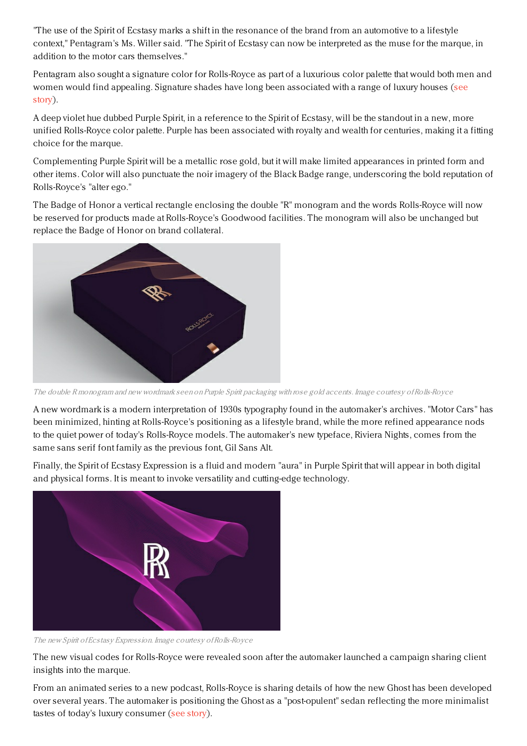"The use of the Spirit of Ecstasy marks a shift in the resonance of the brand from an automotive to a lifestyle context," Pentagram's Ms. Willer said. "The Spirit of Ecstasy can now be interpreted as the muse for the marque, in addition to the motor cars themselves."

Pentagram also sought a signature color for Rolls-Royce as part of a luxurious color palette that would both men and women would find appealing. Signature shades have long been associated with a range of luxury houses (see story).

A deep violet hue dubbed Purple Spirit, in a reference to the Spirit of Ecstasy, will be the standout in a new, more unified Rolls-Royce color palette. Purple has been associated with royalty and wealth for centuries, making it a fitting choice for the marque.

Complementing Purple Spirit will be a metallic rose gold, but it will make limited appearances in printed form and other items. Color will also punctuate the noir imagery of the Black Badge range, underscoring the bold reputation of Rolls-Royce's "alter ego."

The Badge of Honor a vertical rectangle enclosing the double "R" monogram and the words Rolls-Royce will now be reserved for products made at Rolls-Royce's Goodwood facilities. The monogram will also be unchanged but replace the Badge of Honor on brand collateral.

*The double R monogram and new wordmark seen on Purple Spirit packaging with rose gold accents. Image courtesy of Rolls-Royce*

A new wordmark is a modern interpretation of 1930s typography found in the automaker's archives. "Motor Cars" has been minimized, hinting at Rolls-Royce's positioning as a lifestyle brand, while the more refined appearance nods to the quiet power of today's Rolls-Royce models. The automaker's new typeface, Riviera Nights, comes from the same sans serif font family as the previous font, Gil Sans Alt.

Finally, the Spirit of Ecstasy Expression is a fluid and modern "aura" in Purple Spirit that will appear in both digital and physical forms. It is meant to invoke versatility and cutting-edge technology.

*The new Spirit of Ecstasy Expression. Image courtesy of Rolls-Royce*

The new visual codes for Rolls-Royce were revealed soon after the automaker launched a campaign sharing client insights into the marque.

From an animated series to a new podcast, Rolls-Royce is sharing details of how the new Ghost has been developed over several years. The automaker is positioning the Ghost as a "post-opulent" sedan reflecting the more minimalist tastes of today's luxury consumer (see story).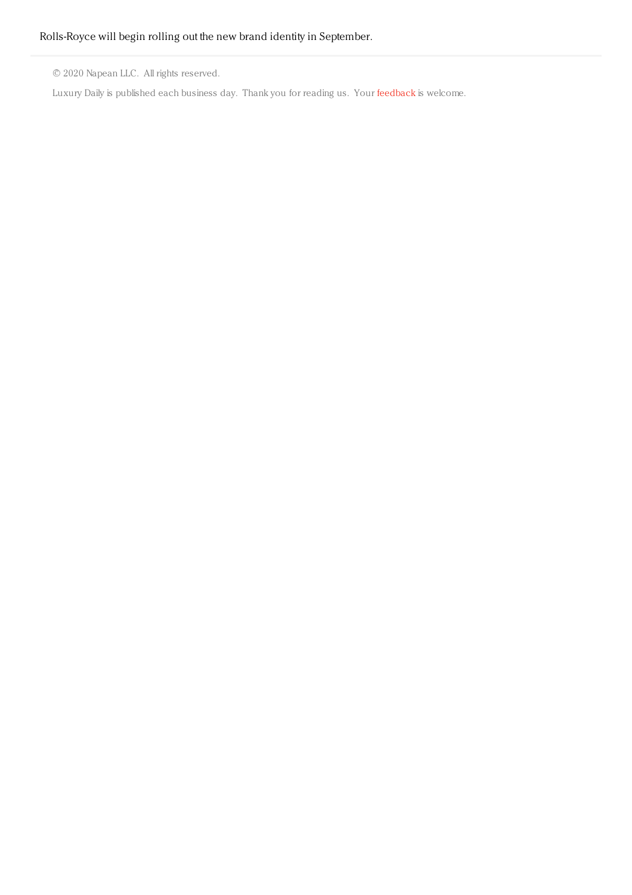Rolls-Royce will begin rolling out the new brand identity in September.

---

© 2020 Napean LLC. All rights reserved.

Luxury Daily is published each business day. Thank you for reading us. Your feedback is welcome.